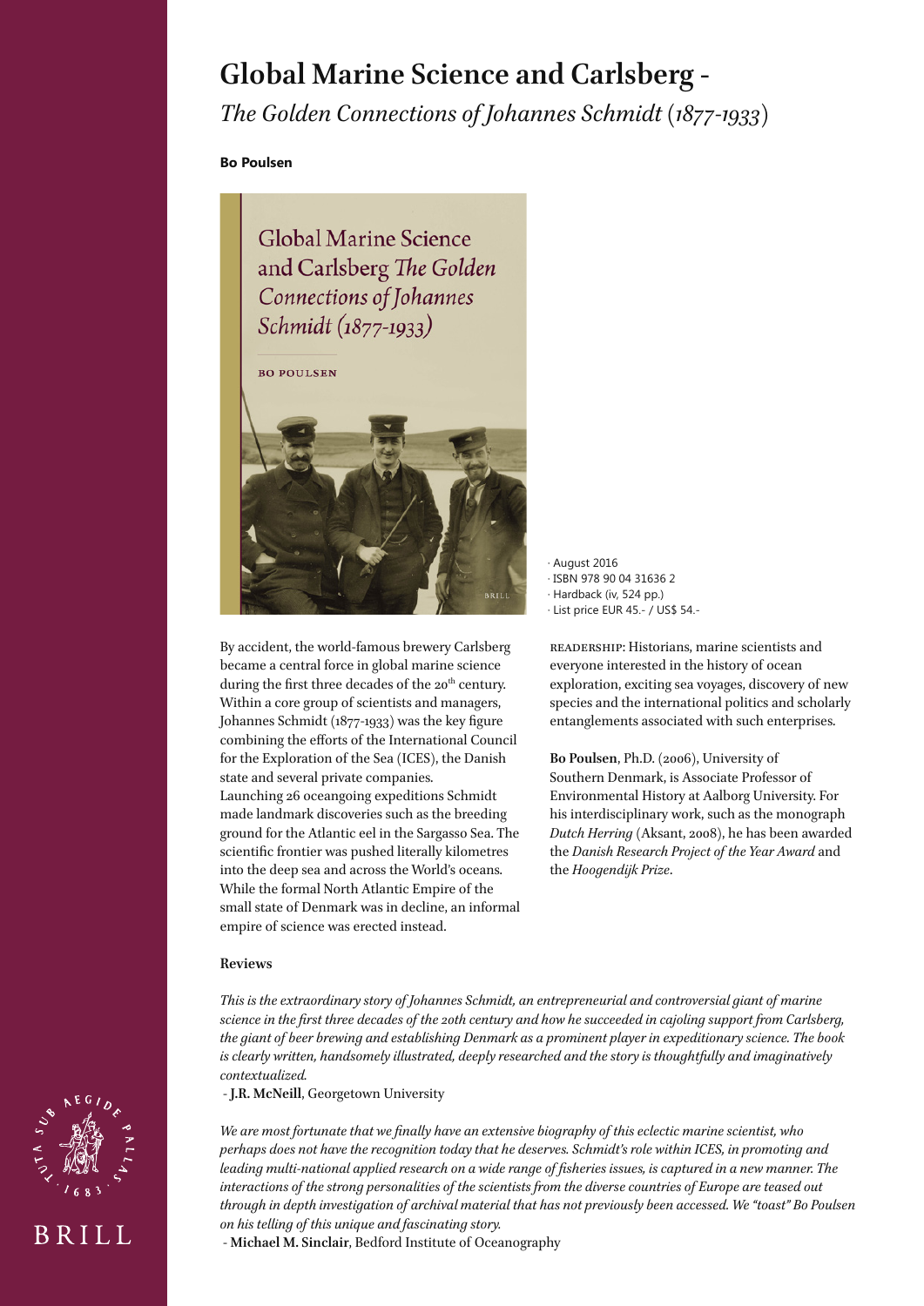# Global Marine Science and Carlsberg -

*The Golden Connections of Johannes Schmidt (1877-1933)*

**Bo Poulsen**

· August 2016
· ISBN 978 90 04 31636 2
· Hardback (iv, 524 pp.)
· List price EUR 45.- / US$ 54.-

By accident, the world-famous brewery Carlsberg became a central force in global marine science during the first three decades of the 20th century. Within a core group of scientists and managers, Johannes Schmidt (1877-1933) was the key figure combining the efforts of the International Council for the Exploration of the Sea (ICES), the Danish state and several private companies. Launching 26 oceangoing expeditions Schmidt made landmark discoveries such as the breeding ground for the Atlantic eel in the Sargasso Sea. The scientific frontier was pushed literally kilometres into the deep sea and across the World's oceans. While the formal North Atlantic Empire of the small state of Denmark was in decline, an informal empire of science was erected instead.

READERSHIP: Historians, marine scientists and everyone interested in the history of ocean exploration, exciting sea voyages, discovery of new species and the international politics and scholarly entanglements associated with such enterprises.

**Bo Poulsen**, Ph.D. (2006), University of Southern Denmark, is Associate Professor of Environmental History at Aalborg University. For his interdisciplinary work, such as the monograph *Dutch Herring* (Aksant, 2008), he has been awarded the *Danish Research Project of the Year Award* and the *Hoogendijk Prize*.

## Reviews

*This is the extraordinary story of Johannes Schmidt, an entrepreneurial and controversial giant of marine science in the first three decades of the 20th century and how he succeeded in cajoling support from Carlsberg, the giant of beer brewing and establishing Denmark as a prominent player in expeditionary science. The book is clearly written, handsomely illustrated, deeply researched and the story is thoughtfully and imaginatively contextualized.*

- **J.R. McNeill**, Georgetown University

*We are most fortunate that we finally have an extensive biography of this eclectic marine scientist, who perhaps does not have the recognition today that he deserves. Schmidt's role within ICES, in promoting and leading multi-national applied research on a wide range of fisheries issues, is captured in a new manner. The interactions of the strong personalities of the scientists from the diverse countries of Europe are teased out through in depth investigation of archival material that has not previously been accessed. We "toast" Bo Poulsen on his telling of this unique and fascinating story.*

- **Michael M. Sinclair**, Bedford Institute of Oceanography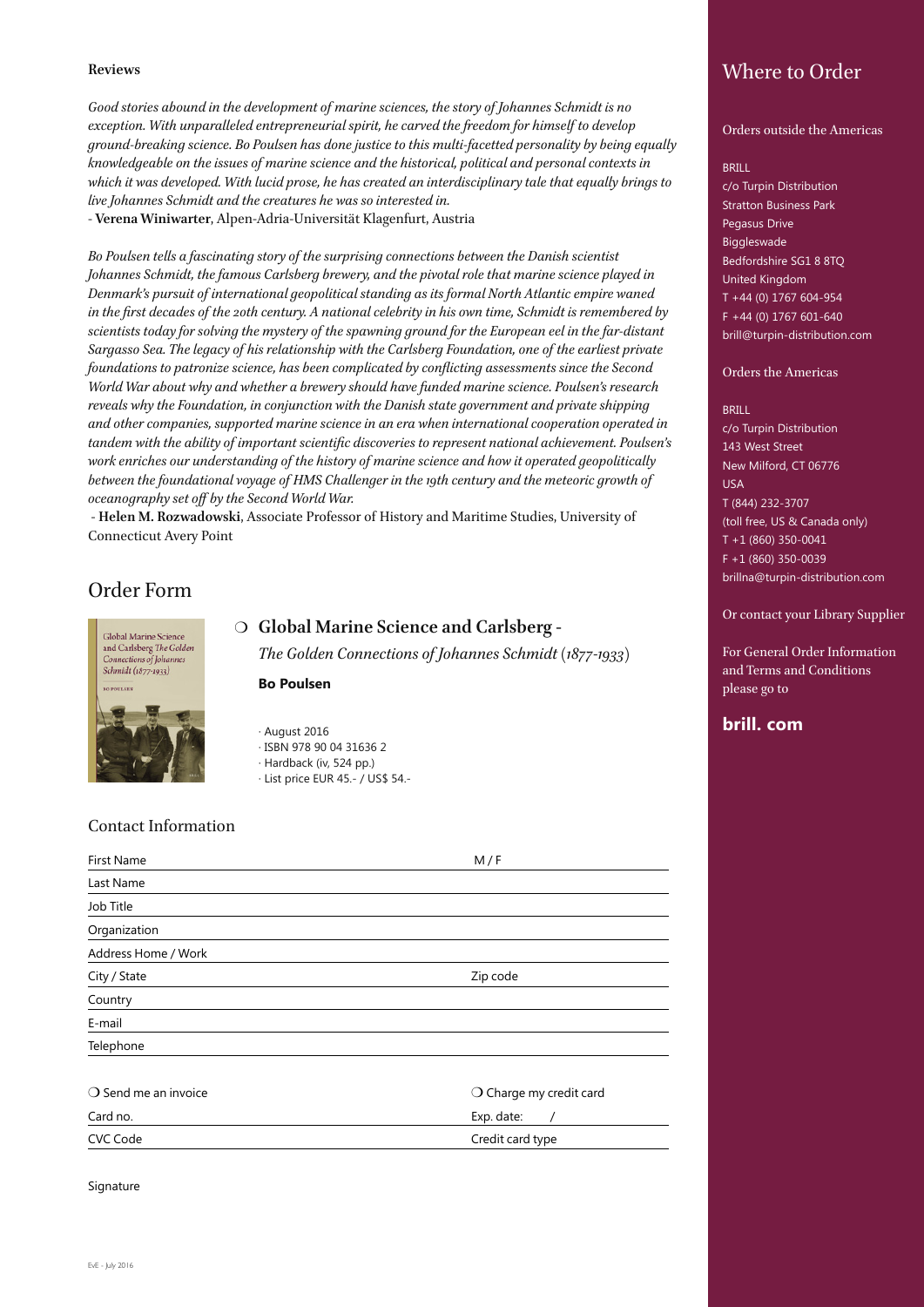**Reviews**

*Good stories abound in the development of marine sciences, the story of Johannes Schmidt is no exception. With unparalleled entrepreneurial spirit, he carved the freedom for himself to develop ground-breaking science. Bo Poulsen has done justice to this multi-facetted personality by being equally knowledgeable on the issues of marine science and the historical, political and personal contexts in which it was developed. With lucid prose, he has created an interdisciplinary tale that equally brings to live Johannes Schmidt and the creatures he was so interested in.*
- **Verena Winiwarter**, Alpen-Adria-Universität Klagenfurt, Austria

*Bo Poulsen tells a fascinating story of the surprising connections between the Danish scientist Johannes Schmidt, the famous Carlsberg brewery, and the pivotal role that marine science played in Denmark's pursuit of international geopolitical standing as its formal North Atlantic empire waned in the first decades of the 20th century. A national celebrity in his own time, Schmidt is remembered by scientists today for solving the mystery of the spawning ground for the European eel in the far-distant Sargasso Sea. The legacy of his relationship with the Carlsberg Foundation, one of the earliest private foundations to patronize science, has been complicated by conflicting assessments since the Second World War about why and whether a brewery should have funded marine science. Poulsen's research reveals why the Foundation, in conjunction with the Danish state government and private shipping and other companies, supported marine science in an era when international cooperation operated in tandem with the ability of important scientific discoveries to represent national achievement. Poulsen's work enriches our understanding of the history of marine science and how it operated geopolitically between the foundational voyage of HMS Challenger in the 19th century and the meteoric growth of oceanography set off by the Second World War.*
- **Helen M. Rozwadowski**, Associate Professor of History and Maritime Studies, University of Connecticut Avery Point

## Order Form

❍ **Global Marine Science and Carlsberg -**
*The Golden Connections of Johannes Schmidt (1877-1933)*

**Bo Poulsen**

· August 2016
· ISBN 978 90 04 31636 2
· Hardback (iv, 524 pp.)
· List price EUR 45.- / US$ 54.-

### Contact Information

First Name M / F
Last Name
Job Title
Organization
Address Home / Work
City / State Zip code
Country
E-mail
Telephone

❍ Send me an invoice ❍ Charge my credit card
Card no. Exp. date: /
CVC Code Credit card type

Signature

EvE - July 2016

## Where to Order

Orders outside the Americas

BRILL
c/o Turpin Distribution
Stratton Business Park
Pegasus Drive
Biggleswade
Bedfordshire SG1 8 8TQ
United Kingdom
T +44 (0) 1767 604-954
F +44 (0) 1767 601-640
brill@turpin-distribution.com

Orders the Americas

BRILL
c/o Turpin Distribution
143 West Street
New Milford, CT 06776
USA
T (844) 232-3707
(toll free, US & Canada only)
T +1 (860) 350-0041
F +1 (860) 350-0039
brillna@turpin-distribution.com

Or contact your Library Supplier

For General Order Information and Terms and Conditions please go to

**brill. com**